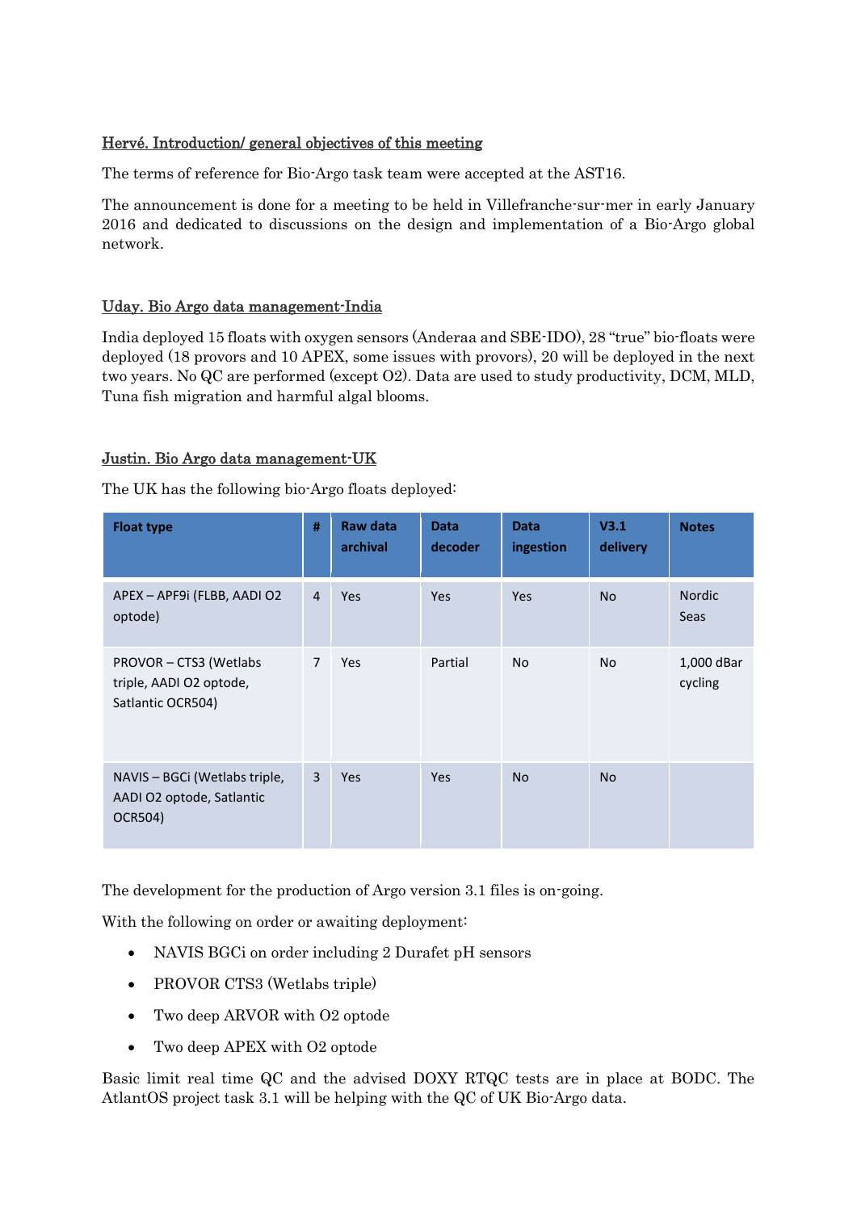## Hervé. Introduction/ general objectives of this meeting

The terms of reference for Bio-Argo task team were accepted at the AST16.

The announcement is done for a meeting to be held in Villefranche-sur-mer in early January 2016 and dedicated to discussions on the design and implementation of a Bio-Argo global network.

## Uday. Bio Argo data management-India

India deployed 15 floats with oxygen sensors (Anderaa and SBE-IDO), 28 "true" bio-floats were deployed (18 provors and 10 APEX, some issues with provors), 20 will be deployed in the next two years. No QC are performed (except O2). Data are used to study productivity, DCM, MLD, Tuna fish migration and harmful algal blooms.

## Justin. Bio Argo data management-UK

The UK has the following bio-Argo floats deployed:

| Float type | # | Raw data archival | Data decoder | Data ingestion | V3.1 delivery | Notes |
|---|---|---|---|---|---|---|
| APEX – APF9i (FLBB, AADI O2 optode) | 4 | Yes | Yes | Yes | No | Nordic Seas |
| PROVOR – CTS3 (Wetlabs triple, AADI O2 optode, Satlantic OCR504) | 7 | Yes | Partial | No | No | 1,000 dBar cycling |
| NAVIS – BGCi (Wetlabs triple, AADI O2 optode, Satlantic OCR504) | 3 | Yes | Yes | No | No | |

The development for the production of Argo version 3.1 files is on-going.

With the following on order or awaiting deployment:

- NAVIS BGCi on order including 2 Durafet pH sensors
- PROVOR CTS3 (Wetlabs triple)
- Two deep ARVOR with O2 optode
- Two deep APEX with O2 optode

Basic limit real time QC and the advised DOXY RTQC tests are in place at BODC. The AtlantOS project task 3.1 will be helping with the QC of UK Bio-Argo data.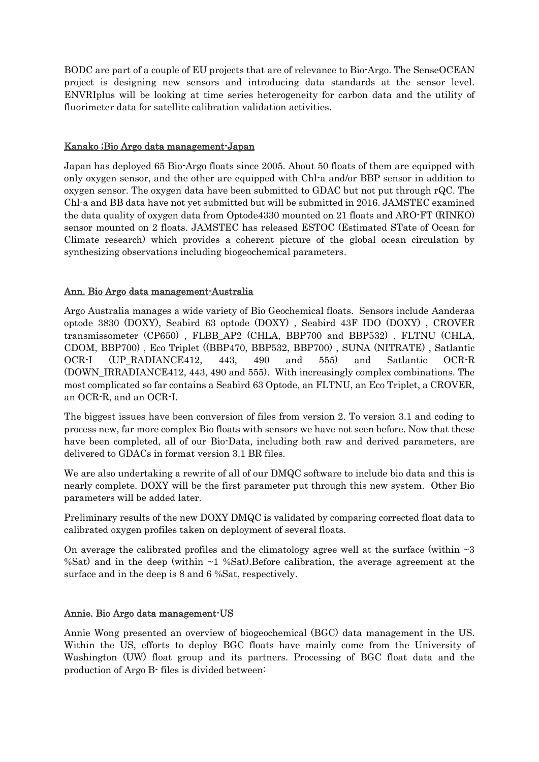BODC are part of a couple of EU projects that are of relevance to Bio-Argo. The SenseOCEAN project is designing new sensors and introducing data standards at the sensor level. ENVRIplus will be looking at time series heterogeneity for carbon data and the utility of fluorimeter data for satellite calibration validation activities.

## Kanako ;Bio Argo data management-Japan

Japan has deployed 65 Bio-Argo floats since 2005. About 50 floats of them are equipped with only oxygen sensor, and the other are equipped with Chl-a and/or BBP sensor in addition to oxygen sensor. The oxygen data have been submitted to GDAC but not put through rQC. The Chl-a and BB data have not yet submitted but will be submitted in 2016. JAMSTEC examined the data quality of oxygen data from Optode4330 mounted on 21 floats and ARO-FT (RINKO) sensor mounted on 2 floats. JAMSTEC has released ESTOC (Estimated STate of Ocean for Climate research) which provides a coherent picture of the global ocean circulation by synthesizing observations including biogeochemical parameters.

## Ann. Bio Argo data management-Australia

Argo Australia manages a wide variety of Bio Geochemical floats. Sensors include Aanderaa optode 3830 (DOXY), Seabird 63 optode (DOXY) , Seabird 43F IDO (DOXY) , CROVER transmissometer (CP650) , FLBB_AP2 (CHLA, BBP700 and BBP532) , FLTNU (CHLA, CDOM, BBP700) , Eco Triplet ((BBP470, BBP532, BBP700) , SUNA (NITRATE) , Satlantic OCR-I (UP_RADIANCE412, 443, 490 and 555) and Satlantic OCR-R (DOWN_IRRADIANCE412, 443, 490 and 555). With increasingly complex combinations. The most complicated so far contains a Seabird 63 Optode, an FLTNU, an Eco Triplet, a CROVER, an OCR-R, and an OCR-I.

The biggest issues have been conversion of files from version 2. To version 3.1 and coding to process new, far more complex Bio floats with sensors we have not seen before. Now that these have been completed, all of our Bio-Data, including both raw and derived parameters, are delivered to GDACs in format version 3.1 BR files.

We are also undertaking a rewrite of all of our DMQC software to include bio data and this is nearly complete. DOXY will be the first parameter put through this new system. Other Bio parameters will be added later.

Preliminary results of the new DOXY DMQC is validated by comparing corrected float data to calibrated oxygen profiles taken on deployment of several floats.

On average the calibrated profiles and the climatology agree well at the surface (within ~3 %Sat) and in the deep (within ~1 %Sat).Before calibration, the average agreement at the surface and in the deep is 8 and 6 %Sat, respectively.

## Annie. Bio Argo data management-US

Annie Wong presented an overview of biogeochemical (BGC) data management in the US. Within the US, efforts to deploy BGC floats have mainly come from the University of Washington (UW) float group and its partners. Processing of BGC float data and the production of Argo B- files is divided between: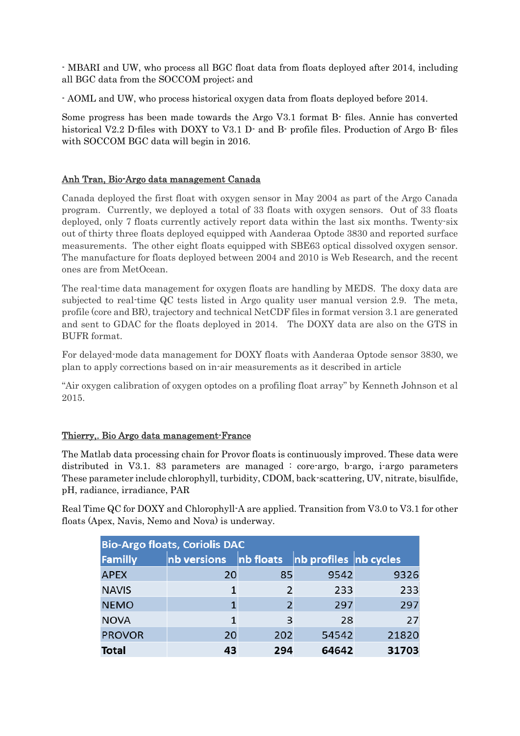- MBARI and UW, who process all BGC float data from floats deployed after 2014, including all BGC data from the SOCCOM project; and

- AOML and UW, who process historical oxygen data from floats deployed before 2014.

Some progress has been made towards the Argo V3.1 format B- files. Annie has converted historical V2.2 D-files with DOXY to V3.1 D- and B- profile files. Production of Argo B- files with SOCCOM BGC data will begin in 2016.

## Anh Tran, Bio-Argo data management Canada

Canada deployed the first float with oxygen sensor in May 2004 as part of the Argo Canada program. Currently, we deployed a total of 33 floats with oxygen sensors. Out of 33 floats deployed, only 7 floats currently actively report data within the last six months. Twenty-six out of thirty three floats deployed equipped with Aanderaa Optode 3830 and reported surface measurements. The other eight floats equipped with SBE63 optical dissolved oxygen sensor. The manufacture for floats deployed between 2004 and 2010 is Web Research, and the recent ones are from MetOcean.

The real-time data management for oxygen floats are handling by MEDS. The doxy data are subjected to real-time QC tests listed in Argo quality user manual version 2.9. The meta, profile (core and BR), trajectory and technical NetCDF files in format version 3.1 are generated and sent to GDAC for the floats deployed in 2014. The DOXY data are also on the GTS in BUFR format.

For delayed-mode data management for DOXY floats with Aanderaa Optode sensor 3830, we plan to apply corrections based on in-air measurements as it described in article

"Air oxygen calibration of oxygen optodes on a profiling float array" by Kenneth Johnson et al 2015.

## Thierry,. Bio Argo data management-France

The Matlab data processing chain for Provor floats is continuously improved. These data were distributed in V3.1. 83 parameters are managed : core-argo, b-argo, i-argo parameters These parameter include chlorophyll, turbidity, CDOM, back-scattering, UV, nitrate, bisulfide, pH, radiance, irradiance, PAR

Real Time QC for DOXY and Chlorophyll-A are applied. Transition from V3.0 to V3.1 for other floats (Apex, Navis, Nemo and Nova) is underway.

| Bio-Argo floats, Coriolis DAC | | | | |
|---|---|---|---|---|
| **Familly** | **nb versions** | **nb floats** | **nb profiles** | **nb cycles** |
| APEX | 20 | 85 | 9542 | 9326 |
| NAVIS | 1 | 2 | 233 | 233 |
| NEMO | 1 | 2 | 297 | 297 |
| NOVA | 1 | 3 | 28 | 27 |
| PROVOR | 20 | 202 | 54542 | 21820 |
| **Total** | **43** | **294** | **64642** | **31703** |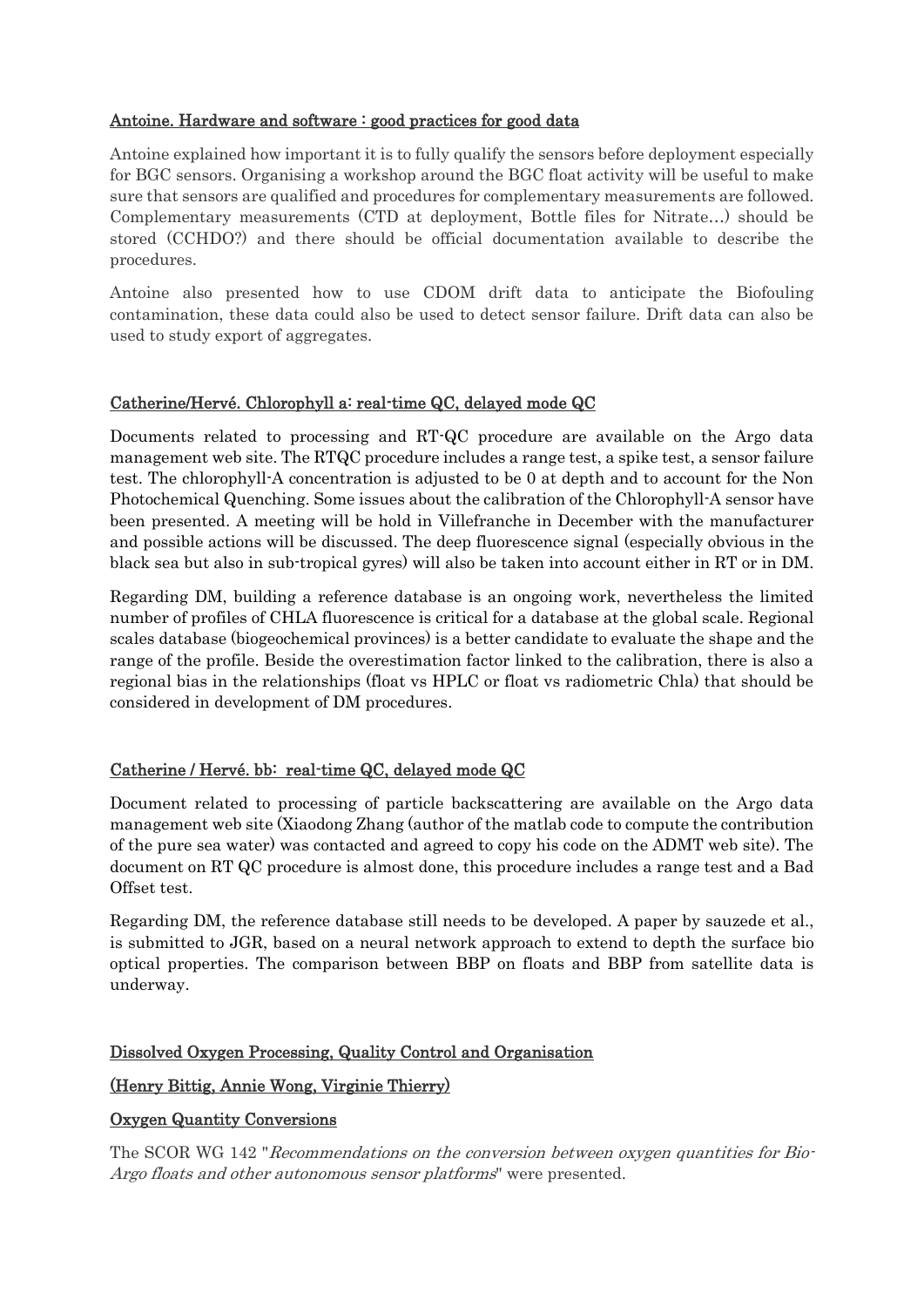## Antoine. Hardware and software : good practices for good data

Antoine explained how important it is to fully qualify the sensors before deployment especially for BGC sensors. Organising a workshop around the BGC float activity will be useful to make sure that sensors are qualified and procedures for complementary measurements are followed. Complementary measurements (CTD at deployment, Bottle files for Nitrate…) should be stored (CCHDO?) and there should be official documentation available to describe the procedures.

Antoine also presented how to use CDOM drift data to anticipate the Biofouling contamination, these data could also be used to detect sensor failure. Drift data can also be used to study export of aggregates.

## Catherine/Hervé. Chlorophyll a: real-time QC, delayed mode QC

Documents related to processing and RT-QC procedure are available on the Argo data management web site. The RTQC procedure includes a range test, a spike test, a sensor failure test. The chlorophyll-A concentration is adjusted to be 0 at depth and to account for the Non Photochemical Quenching. Some issues about the calibration of the Chlorophyll-A sensor have been presented. A meeting will be hold in Villefranche in December with the manufacturer and possible actions will be discussed. The deep fluorescence signal (especially obvious in the black sea but also in sub-tropical gyres) will also be taken into account either in RT or in DM.

Regarding DM, building a reference database is an ongoing work, nevertheless the limited number of profiles of CHLA fluorescence is critical for a database at the global scale. Regional scales database (biogeochemical provinces) is a better candidate to evaluate the shape and the range of the profile. Beside the overestimation factor linked to the calibration, there is also a regional bias in the relationships (float vs HPLC or float vs radiometric Chla) that should be considered in development of DM procedures.

## Catherine / Hervé. bb: real-time QC, delayed mode QC

Document related to processing of particle backscattering are available on the Argo data management web site (Xiaodong Zhang (author of the matlab code to compute the contribution of the pure sea water) was contacted and agreed to copy his code on the ADMT web site). The document on RT QC procedure is almost done, this procedure includes a range test and a Bad Offset test.

Regarding DM, the reference database still needs to be developed. A paper by sauzede et al., is submitted to JGR, based on a neural network approach to extend to depth the surface bio optical properties. The comparison between BBP on floats and BBP from satellite data is underway.

## Dissolved Oxygen Processing, Quality Control and Organisation

## (Henry Bittig, Annie Wong, Virginie Thierry)

### Oxygen Quantity Conversions

The SCOR WG 142 "*Recommendations on the conversion between oxygen quantities for Bio-Argo floats and other autonomous sensor platforms*" were presented.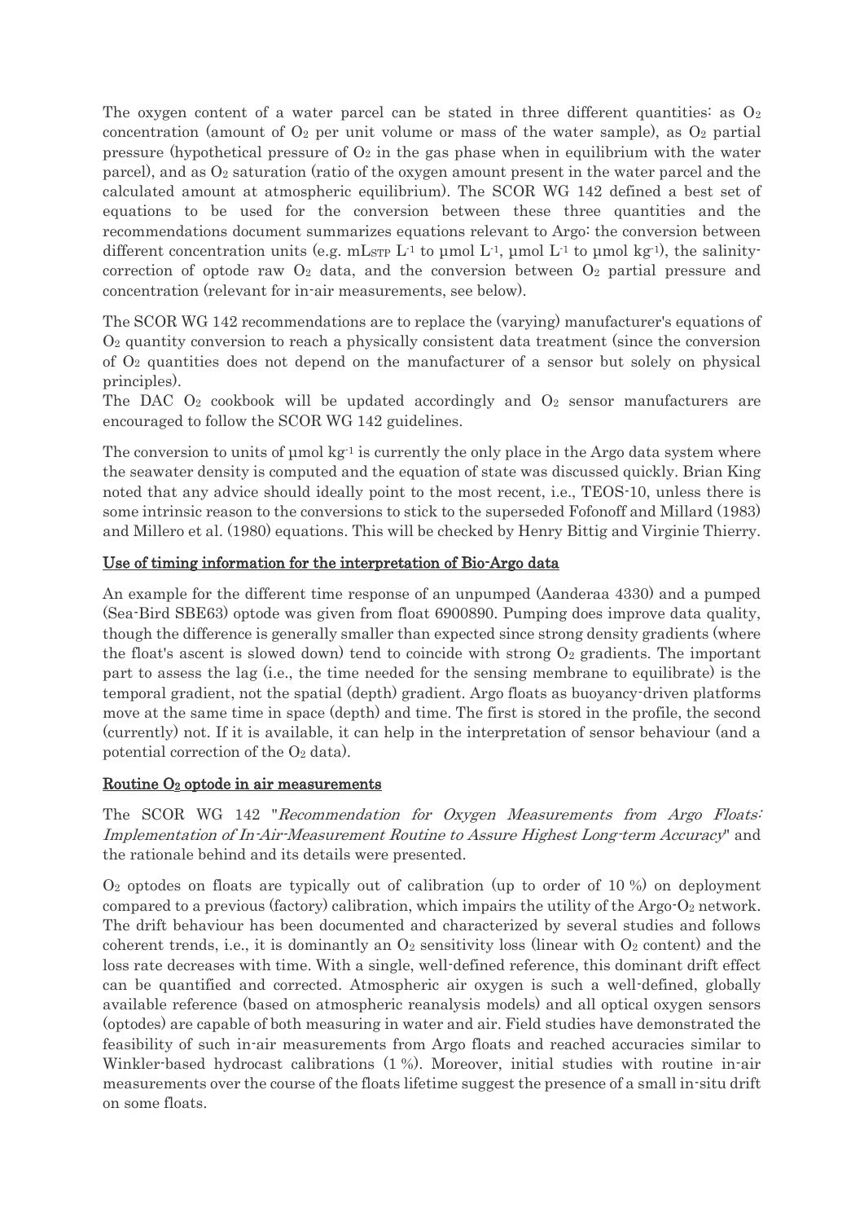The oxygen content of a water parcel can be stated in three different quantities: as $O_2$ concentration (amount of $O_2$ per unit volume or mass of the water sample), as $O_2$ partial pressure (hypothetical pressure of $O_2$ in the gas phase when in equilibrium with the water parcel), and as $O_2$ saturation (ratio of the oxygen amount present in the water parcel and the calculated amount at atmospheric equilibrium). The SCOR WG 142 defined a best set of equations to be used for the conversion between these three quantities and the recommendations document summarizes equations relevant to Argo: the conversion between different concentration units (e.g. $mL_{STP}\ L^{-1}$ to $\mu mol\ L^{-1}$, $\mu mol\ L^{-1}$ to $\mu mol\ kg^{-1}$), the salinity-correction of optode raw $O_2$ data, and the conversion between $O_2$ partial pressure and concentration (relevant for in-air measurements, see below).

The SCOR WG 142 recommendations are to replace the (varying) manufacturer's equations of $O_2$ quantity conversion to reach a physically consistent data treatment (since the conversion of $O_2$ quantities does not depend on the manufacturer of a sensor but solely on physical principles).
The DAC $O_2$ cookbook will be updated accordingly and $O_2$ sensor manufacturers are encouraged to follow the SCOR WG 142 guidelines.

The conversion to units of $\mu mol\ kg^{-1}$ is currently the only place in the Argo data system where the seawater density is computed and the equation of state was discussed quickly. Brian King noted that any advice should ideally point to the most recent, i.e., TEOS-10, unless there is some intrinsic reason to the conversions to stick to the superseded Fofonoff and Millard (1983) and Millero et al. (1980) equations. This will be checked by Henry Bittig and Virginie Thierry.

## Use of timing information for the interpretation of Bio-Argo data

An example for the different time response of an unpumped (Aanderaa 4330) and a pumped (Sea-Bird SBE63) optode was given from float 6900890. Pumping does improve data quality, though the difference is generally smaller than expected since strong density gradients (where the float's ascent is slowed down) tend to coincide with strong $O_2$ gradients. The important part to assess the lag (i.e., the time needed for the sensing membrane to equilibrate) is the temporal gradient, not the spatial (depth) gradient. Argo floats as buoyancy-driven platforms move at the same time in space (depth) and time. The first is stored in the profile, the second (currently) not. If it is available, it can help in the interpretation of sensor behaviour (and a potential correction of the $O_2$ data).

## Routine $O_2$ optode in air measurements

The SCOR WG 142 "*Recommendation for Oxygen Measurements from Argo Floats: Implementation of In-Air-Measurement Routine to Assure Highest Long-term Accuracy*" and the rationale behind and its details were presented.

$O_2$ optodes on floats are typically out of calibration (up to order of 10 %) on deployment compared to a previous (factory) calibration, which impairs the utility of the Argo-$O_2$ network. The drift behaviour has been documented and characterized by several studies and follows coherent trends, i.e., it is dominantly an $O_2$ sensitivity loss (linear with $O_2$ content) and the loss rate decreases with time. With a single, well-defined reference, this dominant drift effect can be quantified and corrected. Atmospheric air oxygen is such a well-defined, globally available reference (based on atmospheric reanalysis models) and all optical oxygen sensors (optodes) are capable of both measuring in water and air. Field studies have demonstrated the feasibility of such in-air measurements from Argo floats and reached accuracies similar to Winkler-based hydrocast calibrations (1 %). Moreover, initial studies with routine in-air measurements over the course of the floats lifetime suggest the presence of a small in-situ drift on some floats.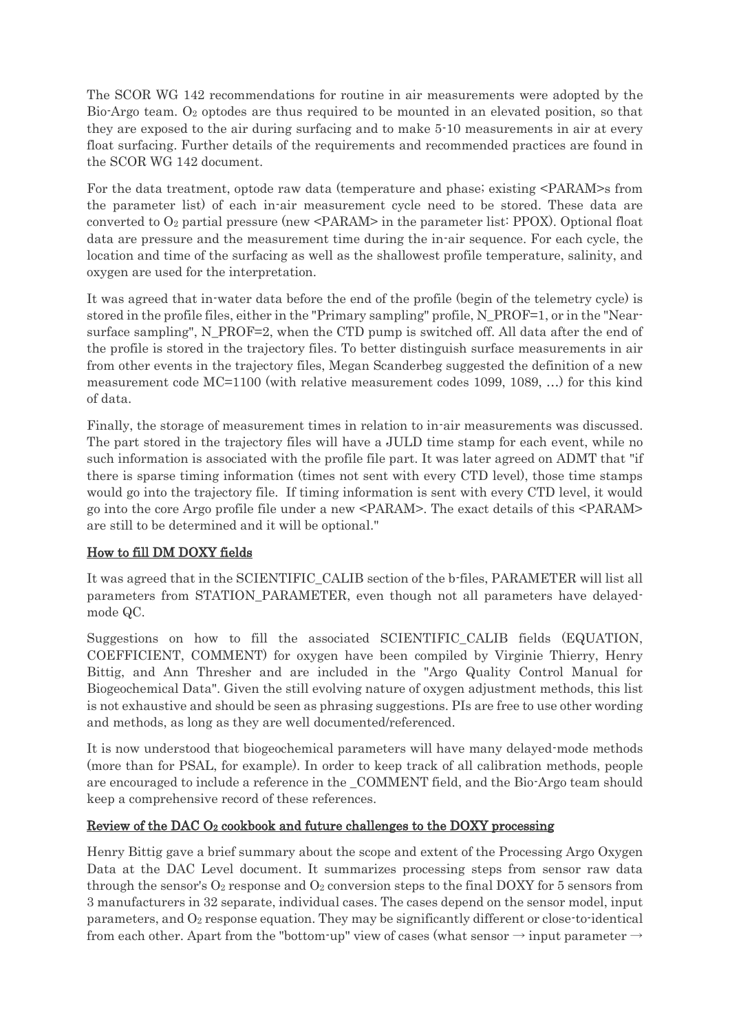The SCOR WG 142 recommendations for routine in air measurements were adopted by the Bio-Argo team. $O_2$ optodes are thus required to be mounted in an elevated position, so that they are exposed to the air during surfacing and to make 5-10 measurements in air at every float surfacing. Further details of the requirements and recommended practices are found in the SCOR WG 142 document.

For the data treatment, optode raw data (temperature and phase; existing <PARAM>s from the parameter list) of each in-air measurement cycle need to be stored. These data are converted to $O_2$ partial pressure (new <PARAM> in the parameter list: PPOX). Optional float data are pressure and the measurement time during the in-air sequence. For each cycle, the location and time of the surfacing as well as the shallowest profile temperature, salinity, and oxygen are used for the interpretation.

It was agreed that in-water data before the end of the profile (begin of the telemetry cycle) is stored in the profile files, either in the "Primary sampling" profile, N_PROF=1, or in the "Near-surface sampling", N_PROF=2, when the CTD pump is switched off. All data after the end of the profile is stored in the trajectory files. To better distinguish surface measurements in air from other events in the trajectory files, Megan Scanderbeg suggested the definition of a new measurement code MC=1100 (with relative measurement codes 1099, 1089, …) for this kind of data.

Finally, the storage of measurement times in relation to in-air measurements was discussed. The part stored in the trajectory files will have a JULD time stamp for each event, while no such information is associated with the profile file part. It was later agreed on ADMT that "if there is sparse timing information (times not sent with every CTD level), those time stamps would go into the trajectory file. If timing information is sent with every CTD level, it would go into the core Argo profile file under a new <PARAM>. The exact details of this <PARAM> are still to be determined and it will be optional."

## How to fill DM DOXY fields

It was agreed that in the SCIENTIFIC_CALIB section of the b-files, PARAMETER will list all parameters from STATION_PARAMETER, even though not all parameters have delayed-mode QC.

Suggestions on how to fill the associated SCIENTIFIC_CALIB fields (EQUATION, COEFFICIENT, COMMENT) for oxygen have been compiled by Virginie Thierry, Henry Bittig, and Ann Thresher and are included in the "Argo Quality Control Manual for Biogeochemical Data". Given the still evolving nature of oxygen adjustment methods, this list is not exhaustive and should be seen as phrasing suggestions. PIs are free to use other wording and methods, as long as they are well documented/referenced.

It is now understood that biogeochemical parameters will have many delayed-mode methods (more than for PSAL, for example). In order to keep track of all calibration methods, people are encouraged to include a reference in the _COMMENT field, and the Bio-Argo team should keep a comprehensive record of these references.

## Review of the DAC $O_2$ cookbook and future challenges to the DOXY processing

Henry Bittig gave a brief summary about the scope and extent of the Processing Argo Oxygen Data at the DAC Level document. It summarizes processing steps from sensor raw data through the sensor's $O_2$ response and $O_2$ conversion steps to the final DOXY for 5 sensors from 3 manufacturers in 32 separate, individual cases. The cases depend on the sensor model, input parameters, and $O_2$ response equation. They may be significantly different or close-to-identical from each other. Apart from the "bottom-up" view of cases (what sensor → input parameter →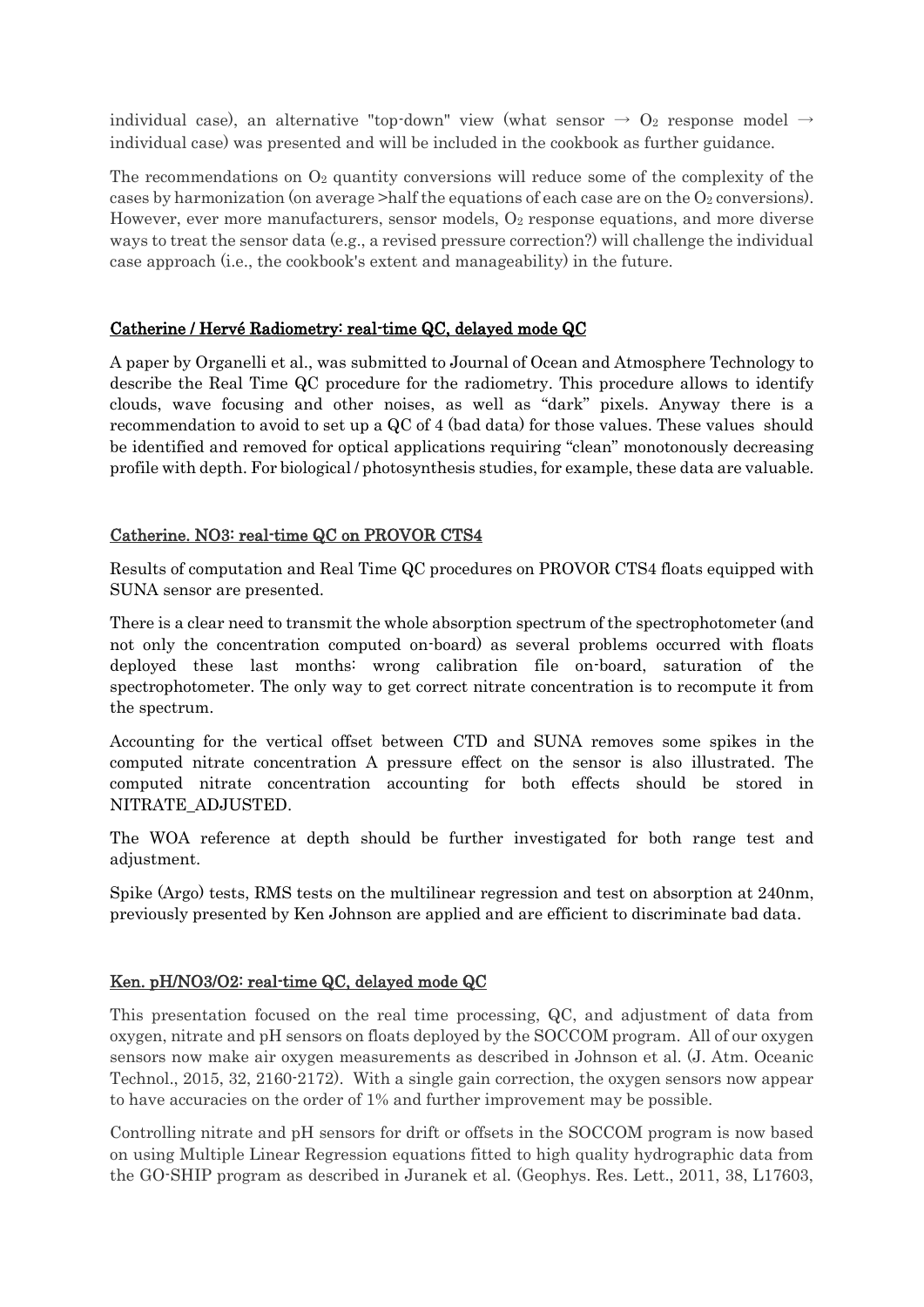individual case), an alternative "top-down" view (what sensor → $O_2$ response model → individual case) was presented and will be included in the cookbook as further guidance.

The recommendations on $O_2$ quantity conversions will reduce some of the complexity of the cases by harmonization (on average >half the equations of each case are on the $O_2$ conversions). However, ever more manufacturers, sensor models, $O_2$ response equations, and more diverse ways to treat the sensor data (e.g., a revised pressure correction?) will challenge the individual case approach (i.e., the cookbook's extent and manageability) in the future.

## Catherine / Hervé Radiometry: real-time QC, delayed mode QC

A paper by Organelli et al., was submitted to Journal of Ocean and Atmosphere Technology to describe the Real Time QC procedure for the radiometry. This procedure allows to identify clouds, wave focusing and other noises, as well as "dark" pixels. Anyway there is a recommendation to avoid to set up a QC of 4 (bad data) for those values. These values should be identified and removed for optical applications requiring "clean" monotonously decreasing profile with depth. For biological / photosynthesis studies, for example, these data are valuable.

## Catherine. NO3: real-time QC on PROVOR CTS4

Results of computation and Real Time QC procedures on PROVOR CTS4 floats equipped with SUNA sensor are presented.

There is a clear need to transmit the whole absorption spectrum of the spectrophotometer (and not only the concentration computed on-board) as several problems occurred with floats deployed these last months: wrong calibration file on-board, saturation of the spectrophotometer. The only way to get correct nitrate concentration is to recompute it from the spectrum.

Accounting for the vertical offset between CTD and SUNA removes some spikes in the computed nitrate concentration A pressure effect on the sensor is also illustrated. The computed nitrate concentration accounting for both effects should be stored in NITRATE_ADJUSTED.

The WOA reference at depth should be further investigated for both range test and adjustment.

Spike (Argo) tests, RMS tests on the multilinear regression and test on absorption at 240nm, previously presented by Ken Johnson are applied and are efficient to discriminate bad data.

## Ken. pH/NO3/O2: real-time QC, delayed mode QC

This presentation focused on the real time processing, QC, and adjustment of data from oxygen, nitrate and pH sensors on floats deployed by the SOCCOM program. All of our oxygen sensors now make air oxygen measurements as described in Johnson et al. (J. Atm. Oceanic Technol., 2015, 32, 2160-2172). With a single gain correction, the oxygen sensors now appear to have accuracies on the order of 1% and further improvement may be possible.

Controlling nitrate and pH sensors for drift or offsets in the SOCCOM program is now based on using Multiple Linear Regression equations fitted to high quality hydrographic data from the GO-SHIP program as described in Juranek et al. (Geophys. Res. Lett., 2011, 38, L17603,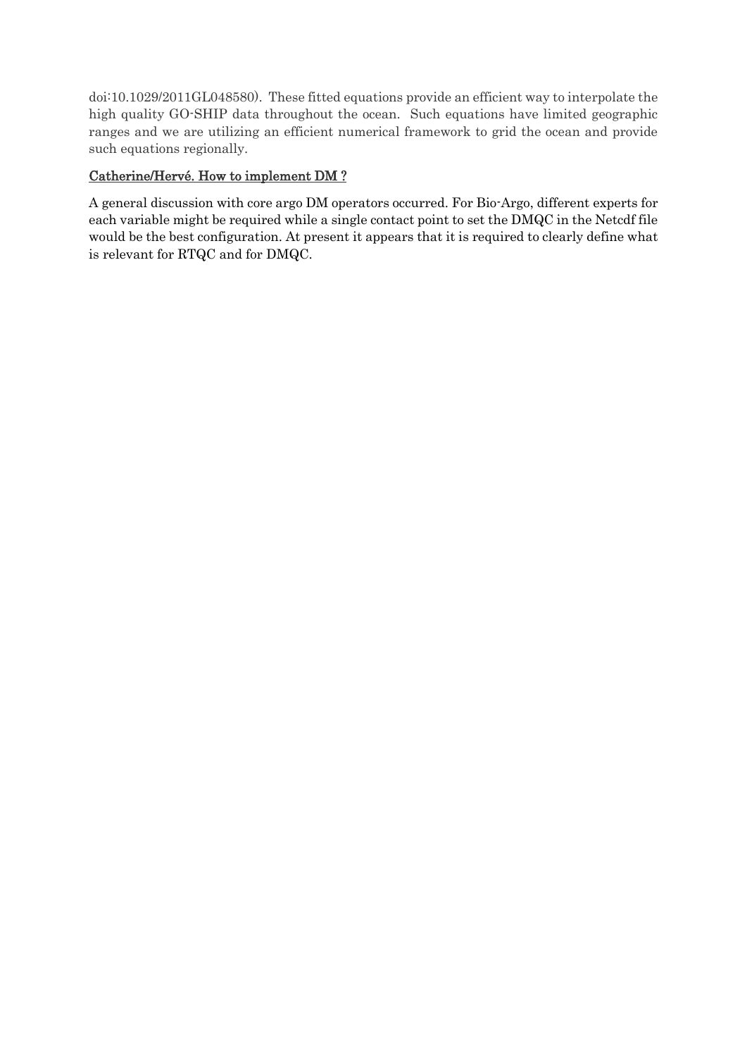doi:10.1029/2011GL048580). These fitted equations provide an efficient way to interpolate the high quality GO-SHIP data throughout the ocean. Such equations have limited geographic ranges and we are utilizing an efficient numerical framework to grid the ocean and provide such equations regionally.

## Catherine/Hervé. How to implement DM ?

A general discussion with core argo DM operators occurred. For Bio-Argo, different experts for each variable might be required while a single contact point to set the DMQC in the Netcdf file would be the best configuration. At present it appears that it is required to clearly define what is relevant for RTQC and for DMQC.